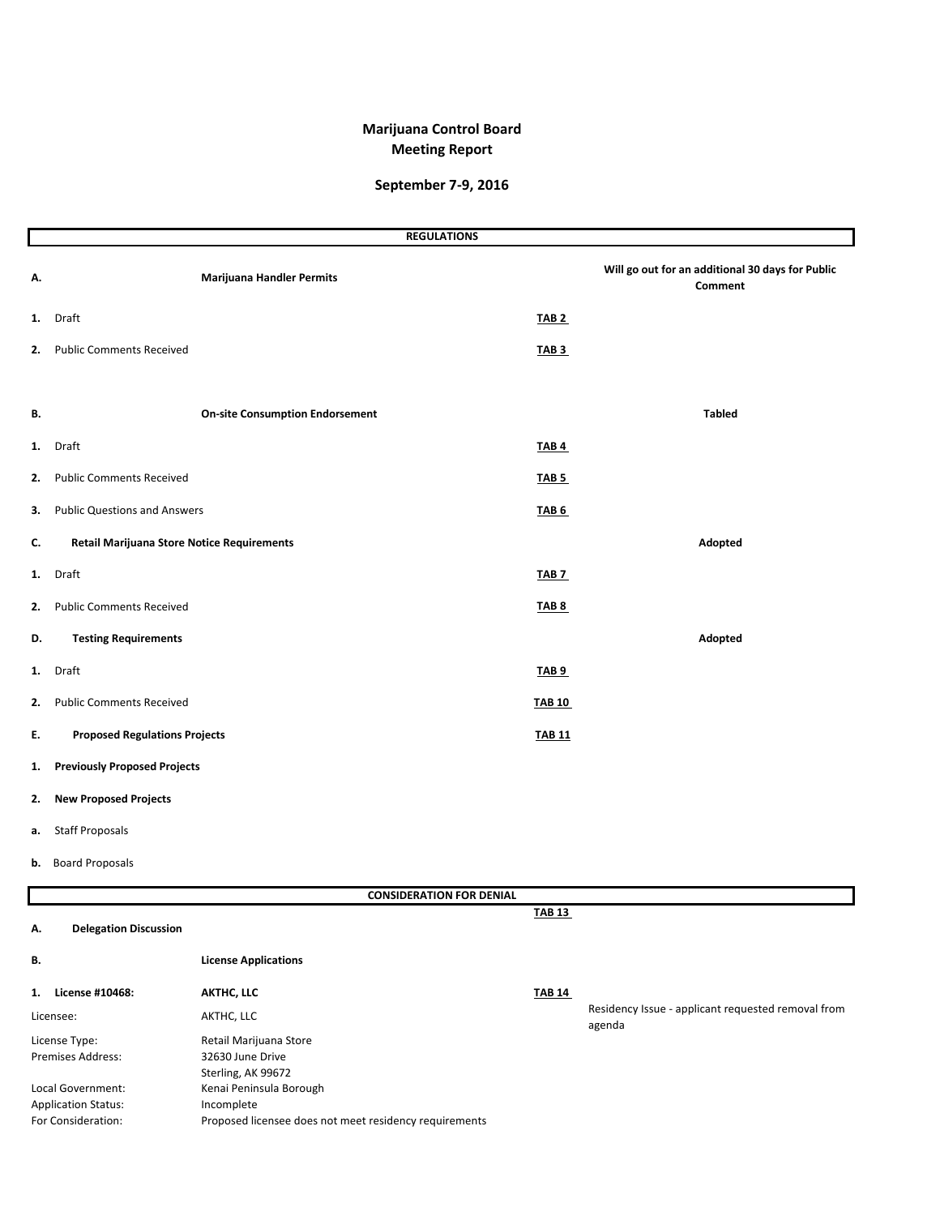# Marijuana Control Board
## Meeting Report

**September 7-9, 2016**

| | | | |
|---|---|---|---|
| | **REGULATIONS** | | |
| **A.** | **Marijuana Handler Permits** | | **Will go out for an additional 30 days for Public Comment** |
| **1.** Draft | | **TAB 2** | |
| **2.** Public Comments Received | | **TAB 3** | |
| **B.** | **On-site Consumption Endorsement** | | **Tabled** |
| **1.** Draft | | **TAB 4** | |
| **2.** Public Comments Received | | **TAB 5** | |
| **3.** Public Questions and Answers | | **TAB 6** | |
| **C.** **Retail Marijuana Store Notice Requirements** | | | **Adopted** |
| **1.** Draft | | **TAB 7** | |
| **2.** Public Comments Received | | **TAB 8** | |
| **D.** **Testing Requirements** | | | **Adopted** |
| **1.** Draft | | **TAB 9** | |
| **2.** Public Comments Received | | **TAB 10** | |
| **E.** **Proposed Regulations Projects** | | **TAB 11** | |
| **1.** **Previously Proposed Projects** | | | |
| **2.** **New Proposed Projects** | | | |
| **a.** Staff Proposals | | | |
| **b.** Board Proposals | | | |

| | | | |
|---|---|---|---|
| | **CONSIDERATION FOR DENIAL** | | |
| **A.** **Delegation Discussion** | | **TAB 13** | |
| **B.** | **License Applications** | | |
| **1.** **License #10468:** | **AKTHC, LLC** | **TAB 14** | |
| Licensee: | AKTHC, LLC | | Residency Issue - applicant requested removal from agenda |
| License Type: | Retail Marijuana Store | | |
| Premises Address: | 32630 June Drive<br>Sterling, AK 99672 | | |
| Local Government: | Kenai Peninsula Borough | | |
| Application Status: | Incomplete | | |
| For Consideration: | Proposed licensee does not meet residency requirements | | |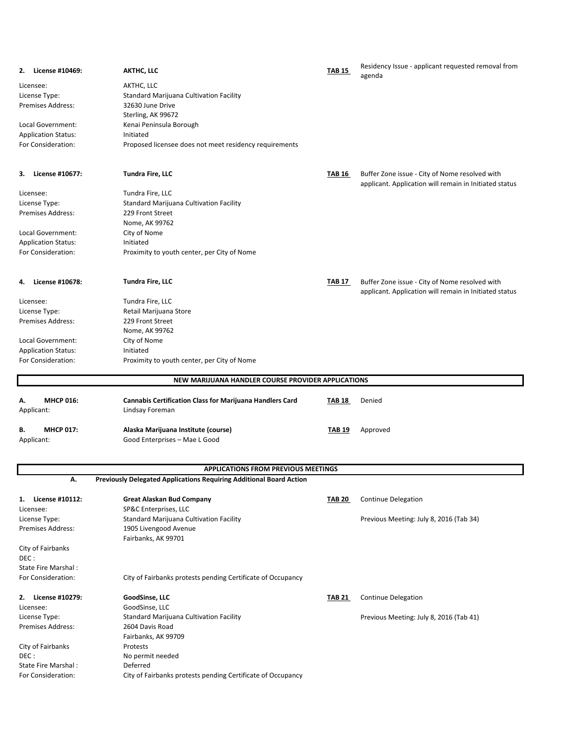**2. License #10469:** **AKTHC, LLC** **TAB 15** Residency Issue - applicant requested removal from agenda

Licensee: AKTHC, LLC
License Type: Standard Marijuana Cultivation Facility
Premises Address: 32630 June Drive
Sterling, AK 99672
Local Government: Kenai Peninsula Borough
Application Status: Initiated
For Consideration: Proposed licensee does not meet residency requirements

**3. License #10677:** **Tundra Fire, LLC** **TAB 16** Buffer Zone issue - City of Nome resolved with applicant. Application will remain in Initiated status

Licensee: Tundra Fire, LLC
License Type: Standard Marijuana Cultivation Facility
Premises Address: 229 Front Street
Nome, AK 99762
Local Government: City of Nome
Application Status: Initiated
For Consideration: Proximity to youth center, per City of Nome

**4. License #10678:** **Tundra Fire, LLC** **TAB 17** Buffer Zone issue - City of Nome resolved with applicant. Application will remain in Initiated status

Licensee: Tundra Fire, LLC
License Type: Retail Marijuana Store
Premises Address: 229 Front Street
Nome, AK 99762
Local Government: City of Nome
Application Status: Initiated
For Consideration: Proximity to youth center, per City of Nome

## NEW MARIJUANA HANDLER COURSE PROVIDER APPLICATIONS

**A. MHCP 016:** **Cannabis Certification Class for Marijuana Handlers Card** **TAB 18** Denied
Applicant: Lindsay Foreman

**B. MHCP 017:** **Alaska Marijuana Institute (course)** **TAB 19** Approved
Applicant: Good Enterprises – Mae L Good

## APPLICATIONS FROM PREVIOUS MEETINGS

**A. Previously Delegated Applications Requiring Additional Board Action**

**1. License #10112:** **Great Alaskan Bud Company** **TAB 20** Continue Delegation
Licensee: SP&C Enterprises, LLC
License Type: Standard Marijuana Cultivation Facility — Previous Meeting: July 8, 2016 (Tab 34)
Premises Address: 1905 Livengood Avenue
Fairbanks, AK 99701
City of Fairbanks
DEC :
State Fire Marshal :
For Consideration: City of Fairbanks protests pending Certificate of Occupancy

**2. License #10279:** **GoodSinse, LLC** **TAB 21** Continue Delegation
Licensee: GoodSinse, LLC
License Type: Standard Marijuana Cultivation Facility — Previous Meeting: July 8, 2016 (Tab 41)
Premises Address: 2604 Davis Road
Fairbanks, AK 99709
City of Fairbanks: Protests
DEC : No permit needed
State Fire Marshal : Deferred
For Consideration: City of Fairbanks protests pending Certificate of Occupancy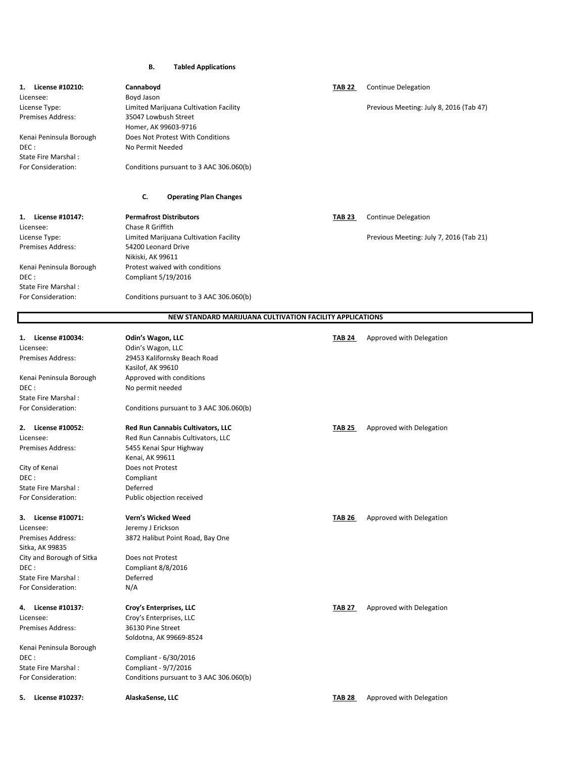### B. Tabled Applications

**1. License #10210:** **Cannaboyd** — **TAB 22** — Continue Delegation

Licensee: Boyd Jason
License Type: Limited Marijuana Cultivation Facility — Previous Meeting: July 8, 2016 (Tab 47)
Premises Address: 35047 Lowbush Street
Homer, AK 99603-9716
Kenai Peninsula Borough: Does Not Protest With Conditions
DEC: No Permit Needed
State Fire Marshal:
For Consideration: Conditions pursuant to 3 AAC 306.060(b)

### C. Operating Plan Changes

**1. License #10147:** **Permafrost Distributors** — **TAB 23** — Continue Delegation

Licensee: Chase R Griffith
License Type: Limited Marijuana Cultivation Facility — Previous Meeting: July 7, 2016 (Tab 21)
Premises Address: 54200 Leonard Drive
Nikiski, AK 99611
Kenai Peninsula Borough: Protest waived with conditions
DEC: Compliant 5/19/2016
State Fire Marshal:
For Consideration: Conditions pursuant to 3 AAC 306.060(b)

## NEW STANDARD MARIJUANA CULTIVATION FACILITY APPLICATIONS

**1. License #10034:** **Odin's Wagon, LLC** — **TAB 24** — Approved with Delegation

Licensee: Odin's Wagon, LLC
Premises Address: 29453 Kalifornsky Beach Road
Kasilof, AK 99610
Kenai Peninsula Borough: Approved with conditions
DEC: No permit needed
State Fire Marshal:
For Consideration: Conditions pursuant to 3 AAC 306.060(b)

**2. License #10052:** **Red Run Cannabis Cultivators, LLC** — **TAB 25** — Approved with Delegation

Licensee: Red Run Cannabis Cultivators, LLC
Premises Address: 5455 Kenai Spur Highway
Kenai, AK 99611
City of Kenai: Does not Protest
DEC: Compliant
State Fire Marshal: Deferred
For Consideration: Public objection received

**3. License #10071:** **Vern's Wicked Weed** — **TAB 26** — Approved with Delegation

Licensee: Jeremy J Erickson
Premises Address: 3872 Halibut Point Road, Bay One
Sitka, AK 99835
City and Borough of Sitka: Does not Protest
DEC: Compliant 8/8/2016
State Fire Marshal: Deferred
For Consideration: N/A

**4. License #10137:** **Croy's Enterprises, LLC** — **TAB 27** — Approved with Delegation

Licensee: Croy's Enterprises, LLC
Premises Address: 36130 Pine Street
Soldotna, AK 99669-8524
Kenai Peninsula Borough:
DEC: Compliant - 6/30/2016
State Fire Marshal: Compliant - 9/7/2016
For Consideration: Conditions pursuant to 3 AAC 306.060(b)

**5. License #10237:** **AlaskaSense, LLC** — **TAB 28** — Approved with Delegation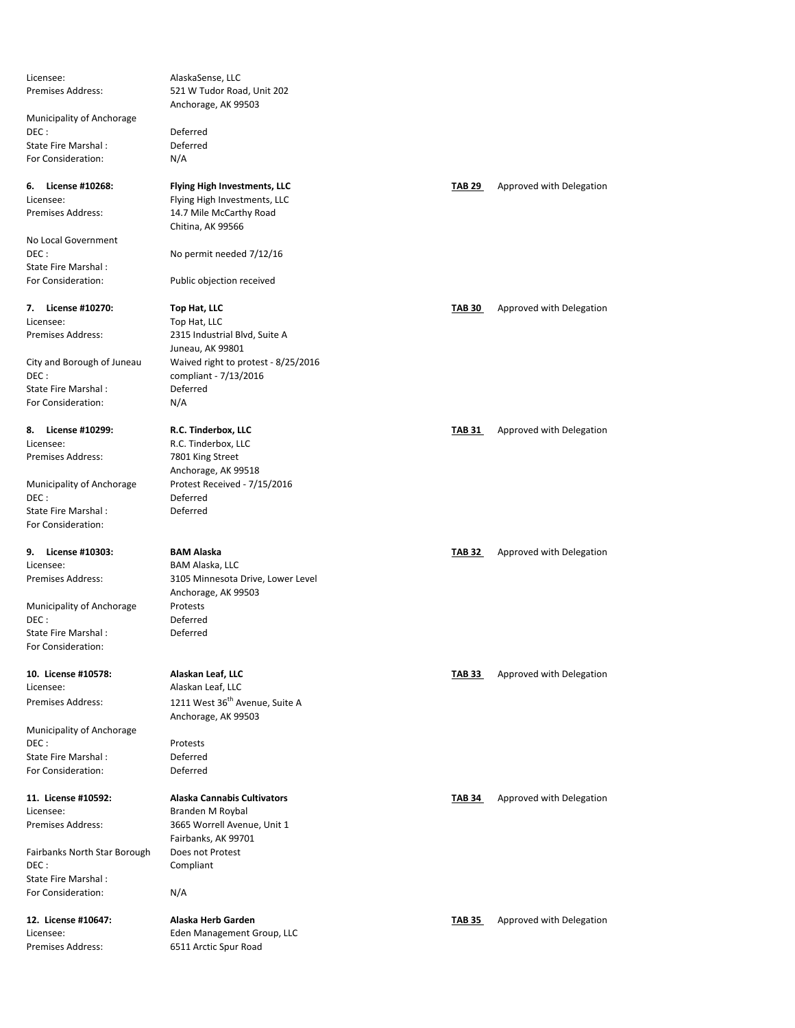Licensee: AlaskaSense, LLC
Premises Address: 521 W Tudor Road, Unit 202
Anchorage, AK 99503

Municipality of Anchorage
DEC : Deferred
State Fire Marshal : Deferred
For Consideration: N/A

**6. License #10268:** **Flying High Investments, LLC** **TAB 29** Approved with Delegation
Licensee: Flying High Investments, LLC
Premises Address: 14.7 Mile McCarthy Road
Chitina, AK 99566

No Local Government
DEC : No permit needed 7/12/16
State Fire Marshal :
For Consideration: Public objection received

**7. License #10270:** **Top Hat, LLC** **TAB 30** Approved with Delegation
Licensee: Top Hat, LLC
Premises Address: 2315 Industrial Blvd, Suite A
Juneau, AK 99801

City and Borough of Juneau Waived right to protest - 8/25/2016
DEC : compliant - 7/13/2016
State Fire Marshal : Deferred
For Consideration: N/A

**8. License #10299:** **R.C. Tinderbox, LLC** **TAB 31** Approved with Delegation
Licensee: R.C. Tinderbox, LLC
Premises Address: 7801 King Street
Anchorage, AK 99518

Municipality of Anchorage Protest Received - 7/15/2016
DEC : Deferred
State Fire Marshal : Deferred
For Consideration:

**9. License #10303:** **BAM Alaska** **TAB 32** Approved with Delegation
Licensee: BAM Alaska, LLC
Premises Address: 3105 Minnesota Drive, Lower Level
Anchorage, AK 99503

Municipality of Anchorage Protests
DEC : Deferred
State Fire Marshal : Deferred
For Consideration:

**10. License #10578:** **Alaskan Leaf, LLC** **TAB 33** Approved with Delegation
Licensee: Alaskan Leaf, LLC
Premises Address: 1211 West 36th Avenue, Suite A
Anchorage, AK 99503

Municipality of Anchorage
DEC : Protests
State Fire Marshal : Deferred
For Consideration: Deferred

**11. License #10592:** **Alaska Cannabis Cultivators** **TAB 34** Approved with Delegation
Licensee: Branden M Roybal
Premises Address: 3665 Worrell Avenue, Unit 1
Fairbanks, AK 99701

Fairbanks North Star Borough Does not Protest
DEC : Compliant
State Fire Marshal :
For Consideration: N/A

**12. License #10647:** **Alaska Herb Garden** **TAB 35** Approved with Delegation
Licensee: Eden Management Group, LLC
Premises Address: 6511 Arctic Spur Road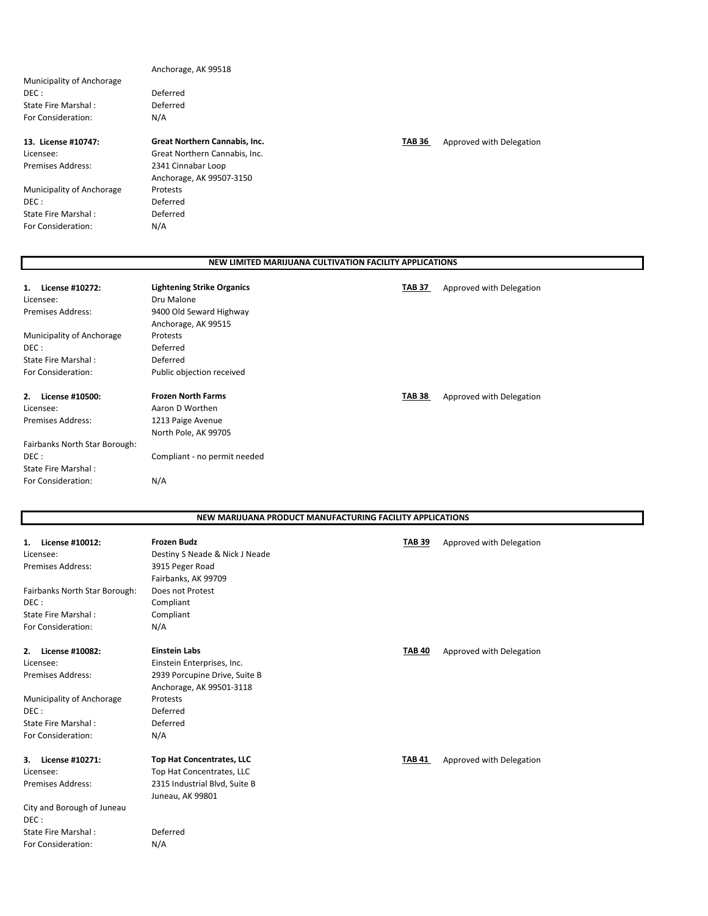Anchorage, AK 99518

Municipality of Anchorage
DEC : Deferred
State Fire Marshal : Deferred
For Consideration: N/A

**13. License #10747:** **Great Northern Cannabis, Inc.** **TAB 36** Approved with Delegation
Licensee: Great Northern Cannabis, Inc.
Premises Address: 2341 Cinnabar Loop
Anchorage, AK 99507-3150
Municipality of Anchorage Protests
DEC : Deferred
State Fire Marshal : Deferred
For Consideration: N/A

## NEW LIMITED MARIJUANA CULTIVATION FACILITY APPLICATIONS

**1. License #10272:** **Lightening Strike Organics** **TAB 37** Approved with Delegation
Licensee: Dru Malone
Premises Address: 9400 Old Seward Highway
Anchorage, AK 99515
Municipality of Anchorage Protests
DEC : Deferred
State Fire Marshal : Deferred
For Consideration: Public objection received

**2. License #10500:** **Frozen North Farms** **TAB 38** Approved with Delegation
Licensee: Aaron D Worthen
Premises Address: 1213 Paige Avenue
North Pole, AK 99705
Fairbanks North Star Borough:
DEC : Compliant - no permit needed
State Fire Marshal :
For Consideration: N/A

## NEW MARIJUANA PRODUCT MANUFACTURING FACILITY APPLICATIONS

**1. License #10012:** **Frozen Budz** **TAB 39** Approved with Delegation
Licensee: Destiny S Neade & Nick J Neade
Premises Address: 3915 Peger Road
Fairbanks, AK 99709
Fairbanks North Star Borough: Does not Protest
DEC : Compliant
State Fire Marshal : Compliant
For Consideration: N/A

**2. License #10082:** **Einstein Labs** **TAB 40** Approved with Delegation
Licensee: Einstein Enterprises, Inc.
Premises Address: 2939 Porcupine Drive, Suite B
Anchorage, AK 99501-3118
Municipality of Anchorage Protests
DEC : Deferred
State Fire Marshal : Deferred
For Consideration: N/A

**3. License #10271:** **Top Hat Concentrates, LLC** **TAB 41** Approved with Delegation
Licensee: Top Hat Concentrates, LLC
Premises Address: 2315 Industrial Blvd, Suite B
Juneau, AK 99801
City and Borough of Juneau
DEC :
State Fire Marshal : Deferred
For Consideration: N/A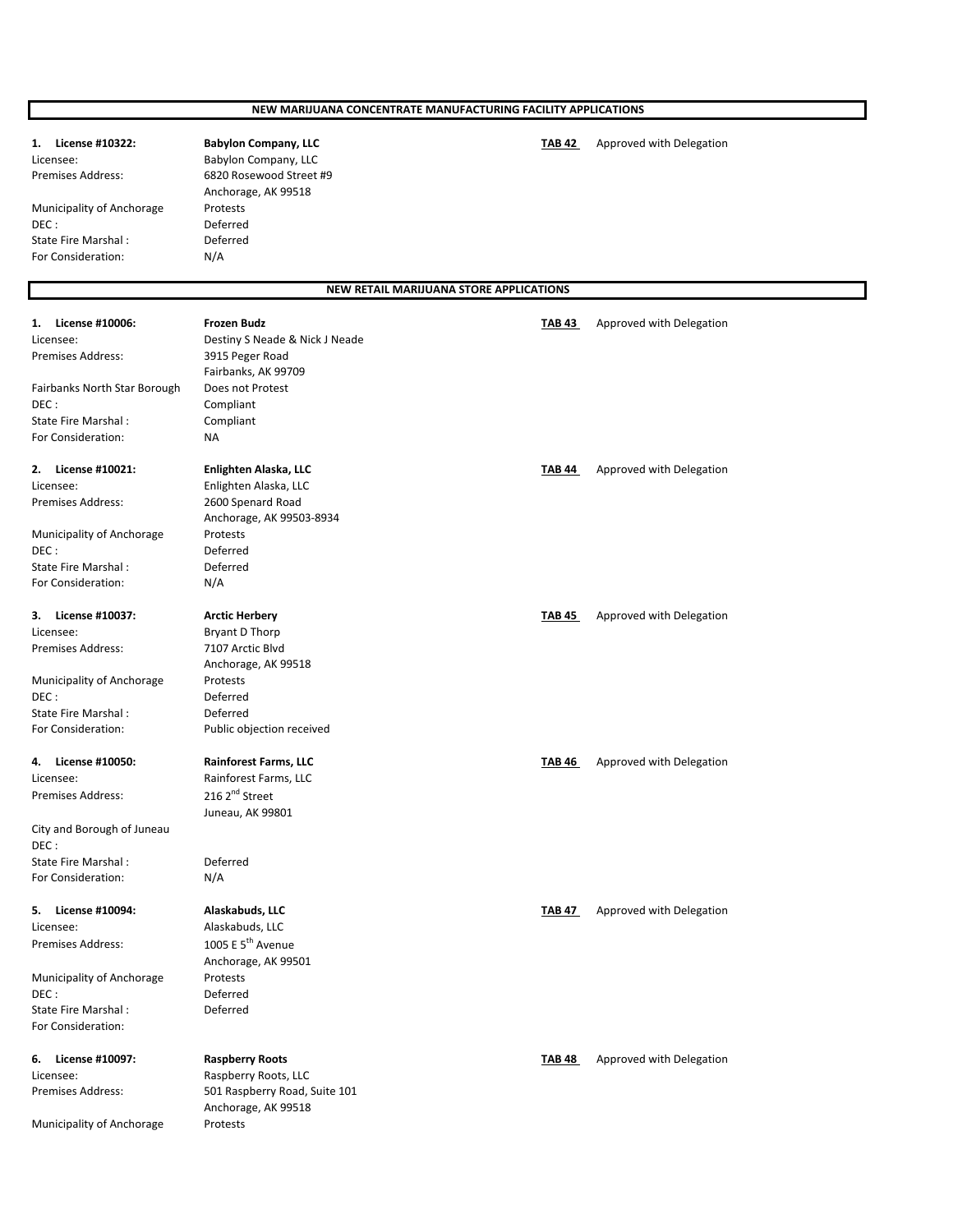## NEW MARIJUANA CONCENTRATE MANUFACTURING FACILITY APPLICATIONS

**1. License #10322:** **Babylon Company, LLC** **TAB 42** Approved with Delegation

| | | 
|---|---|
| Licensee: | Babylon Company, LLC |
| Premises Address: | 6820 Rosewood Street #9<br>Anchorage, AK 99518 |
| Municipality of Anchorage | Protests |
| DEC : | Deferred |
| State Fire Marshal : | Deferred |
| For Consideration: | N/A |

## NEW RETAIL MARIJUANA STORE APPLICATIONS

**1. License #10006:** **Frozen Budz** **TAB 43** Approved with Delegation

| | |
|---|---|
| Licensee: | Destiny S Neade & Nick J Neade |
| Premises Address: | 3915 Peger Road<br>Fairbanks, AK 99709 |
| Fairbanks North Star Borough | Does not Protest |
| DEC : | Compliant |
| State Fire Marshal : | Compliant |
| For Consideration: | NA |

**2. License #10021:** **Enlighten Alaska, LLC** **TAB 44** Approved with Delegation

| | |
|---|---|
| Licensee: | Enlighten Alaska, LLC |
| Premises Address: | 2600 Spenard Road<br>Anchorage, AK 99503-8934 |
| Municipality of Anchorage | Protests |
| DEC : | Deferred |
| State Fire Marshal : | Deferred |
| For Consideration: | N/A |

**3. License #10037:** **Arctic Herbery** **TAB 45** Approved with Delegation

| | |
|---|---|
| Licensee: | Bryant D Thorp |
| Premises Address: | 7107 Arctic Blvd<br>Anchorage, AK 99518 |
| Municipality of Anchorage | Protests |
| DEC : | Deferred |
| State Fire Marshal : | Deferred |
| For Consideration: | Public objection received |

**4. License #10050:** **Rainforest Farms, LLC** **TAB 46** Approved with Delegation

| | |
|---|---|
| Licensee: | Rainforest Farms, LLC |
| Premises Address: | 216 2nd Street<br>Juneau, AK 99801 |
| City and Borough of Juneau | |
| DEC : | |
| State Fire Marshal : | Deferred |
| For Consideration: | N/A |

**5. License #10094:** **Alaskabuds, LLC** **TAB 47** Approved with Delegation

| | |
|---|---|
| Licensee: | Alaskabuds, LLC |
| Premises Address: | 1005 E 5th Avenue<br>Anchorage, AK 99501 |
| Municipality of Anchorage | Protests |
| DEC : | Deferred |
| State Fire Marshal : | Deferred |
| For Consideration: | |

**6. License #10097:** **Raspberry Roots** **TAB 48** Approved with Delegation

| | |
|---|---|
| Licensee: | Raspberry Roots, LLC |
| Premises Address: | 501 Raspberry Road, Suite 101<br>Anchorage, AK 99518 |
| Municipality of Anchorage | Protests |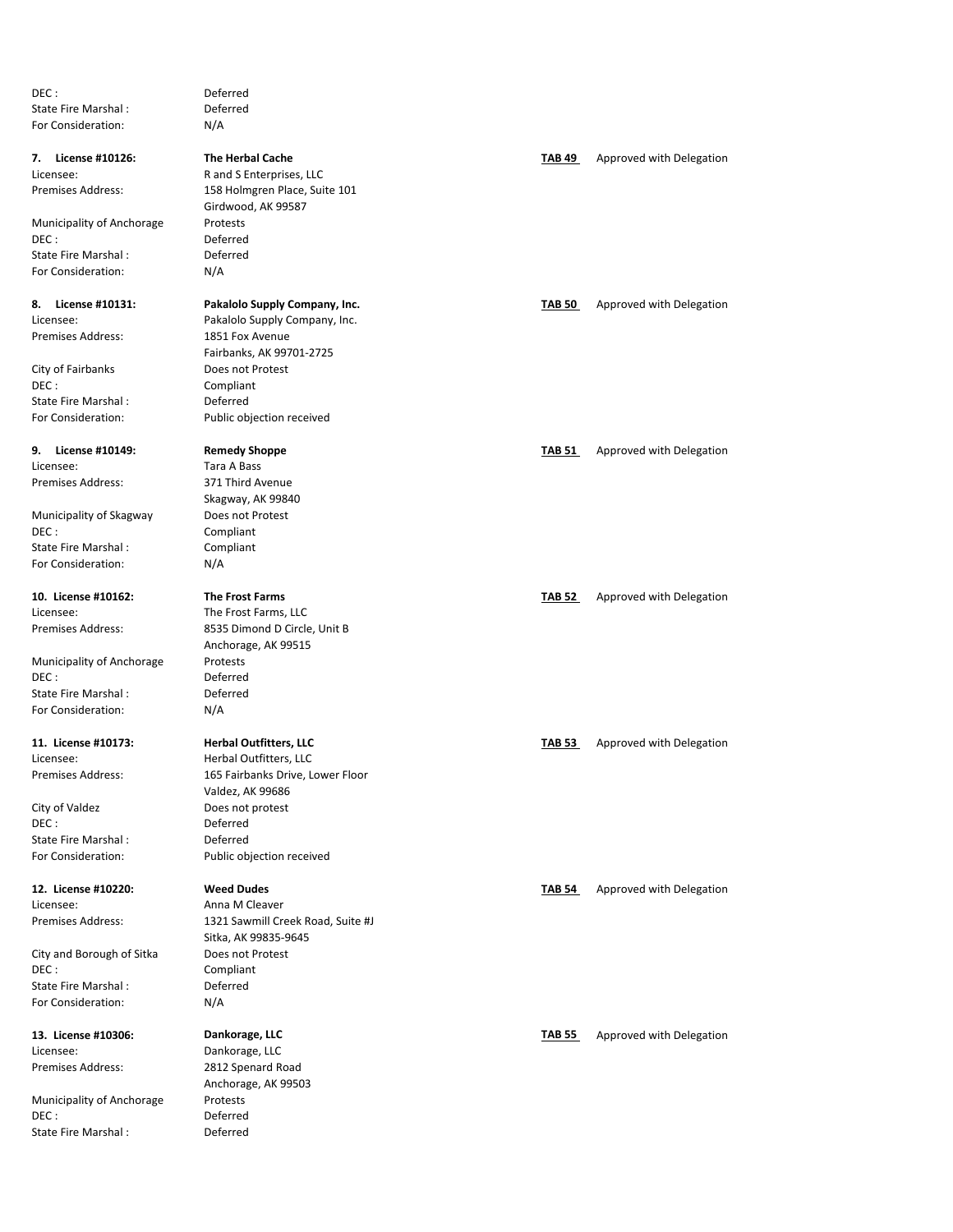DEC : Deferred
State Fire Marshal : Deferred
For Consideration: N/A

**7. License #10126:** **The Herbal Cache** **TAB 49** Approved with Delegation
Licensee: R and S Enterprises, LLC
Premises Address: 158 Holmgren Place, Suite 101
Girdwood, AK 99587
Municipality of Anchorage Protests
DEC : Deferred
State Fire Marshal : Deferred
For Consideration: N/A

**8. License #10131:** **Pakalolo Supply Company, Inc.** **TAB 50** Approved with Delegation
Licensee: Pakalolo Supply Company, Inc.
Premises Address: 1851 Fox Avenue
Fairbanks, AK 99701-2725
City of Fairbanks Does not Protest
DEC : Compliant
State Fire Marshal : Deferred
For Consideration: Public objection received

**9. License #10149:** **Remedy Shoppe** **TAB 51** Approved with Delegation
Licensee: Tara A Bass
Premises Address: 371 Third Avenue
Skagway, AK 99840
Municipality of Skagway Does not Protest
DEC : Compliant
State Fire Marshal : Compliant
For Consideration: N/A

**10. License #10162:** **The Frost Farms** **TAB 52** Approved with Delegation
Licensee: The Frost Farms, LLC
Premises Address: 8535 Dimond D Circle, Unit B
Anchorage, AK 99515
Municipality of Anchorage Protests
DEC : Deferred
State Fire Marshal : Deferred
For Consideration: N/A

**11. License #10173:** **Herbal Outfitters, LLC** **TAB 53** Approved with Delegation
Licensee: Herbal Outfitters, LLC
Premises Address: 165 Fairbanks Drive, Lower Floor
Valdez, AK 99686
City of Valdez Does not protest
DEC : Deferred
State Fire Marshal : Deferred
For Consideration: Public objection received

**12. License #10220:** **Weed Dudes** **TAB 54** Approved with Delegation
Licensee: Anna M Cleaver
Premises Address: 1321 Sawmill Creek Road, Suite #J
Sitka, AK 99835-9645
City and Borough of Sitka Does not Protest
DEC : Compliant
State Fire Marshal : Deferred
For Consideration: N/A

**13. License #10306:** **Dankorage, LLC** **TAB 55** Approved with Delegation
Licensee: Dankorage, LLC
Premises Address: 2812 Spenard Road
Anchorage, AK 99503
Municipality of Anchorage Protests
DEC : Deferred
State Fire Marshal : Deferred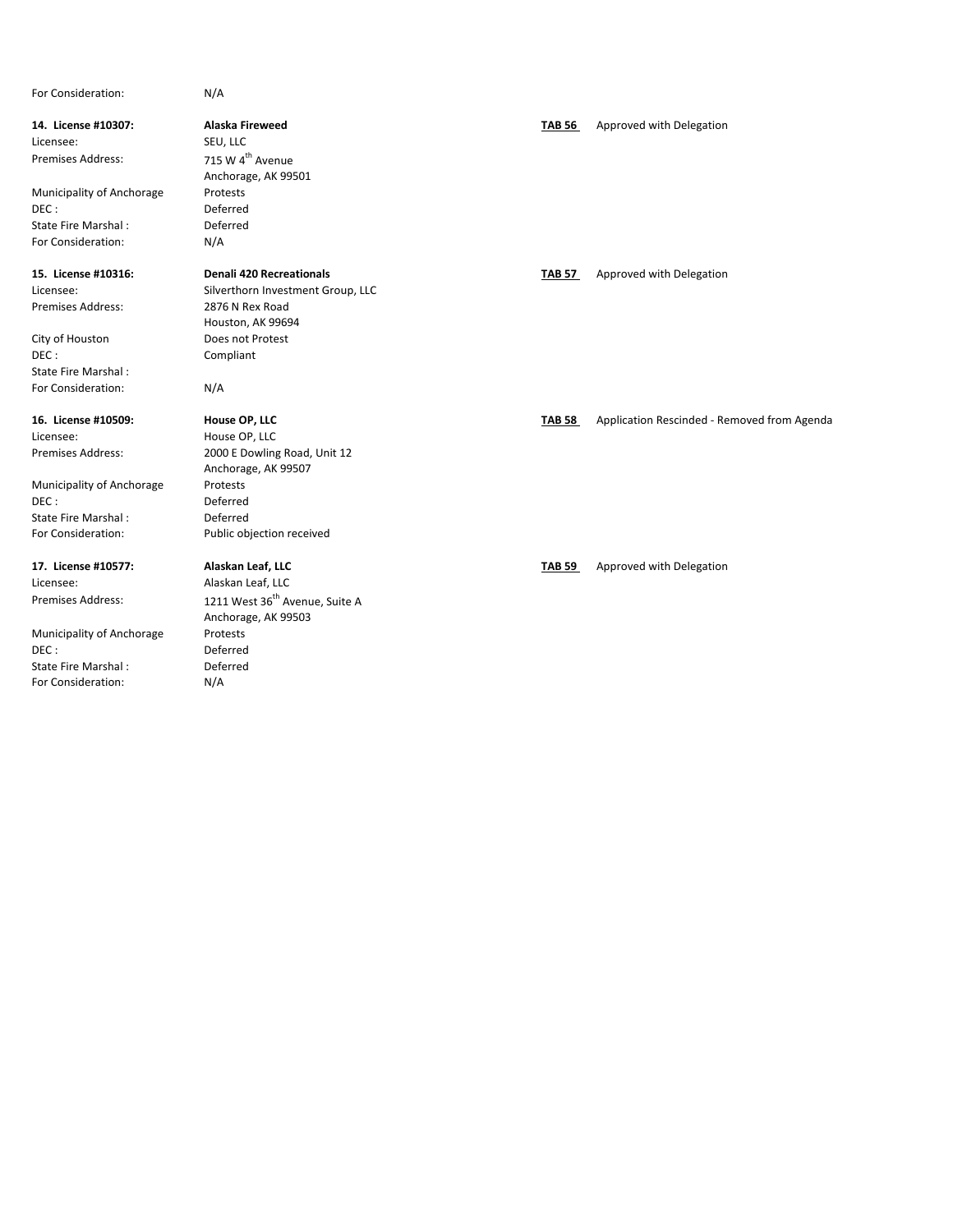For Consideration: N/A

**14. License #10307:** **Alaska Fireweed** **TAB 56** Approved with Delegation

Licensee: SEU, LLC

Premises Address: 715 W 4th Avenue
Anchorage, AK 99501

Municipality of Anchorage: Protests

DEC : Deferred

State Fire Marshal : Deferred

For Consideration: N/A

**15. License #10316:** **Denali 420 Recreationals** **TAB 57** Approved with Delegation

Licensee: Silverthorn Investment Group, LLC

Premises Address: 2876 N Rex Road
Houston, AK 99694

City of Houston: Does not Protest

DEC : Compliant

State Fire Marshal :

For Consideration: N/A

**16. License #10509:** **House OP, LLC** **TAB 58** Application Rescinded - Removed from Agenda

Licensee: House OP, LLC

Premises Address: 2000 E Dowling Road, Unit 12
Anchorage, AK 99507

Municipality of Anchorage: Protests

DEC : Deferred

State Fire Marshal : Deferred

For Consideration: Public objection received

**17. License #10577:** **Alaskan Leaf, LLC** **TAB 59** Approved with Delegation

Licensee: Alaskan Leaf, LLC

Premises Address: 1211 West 36th Avenue, Suite A
Anchorage, AK 99503

Municipality of Anchorage: Protests

DEC : Deferred

State Fire Marshal : Deferred

For Consideration: N/A